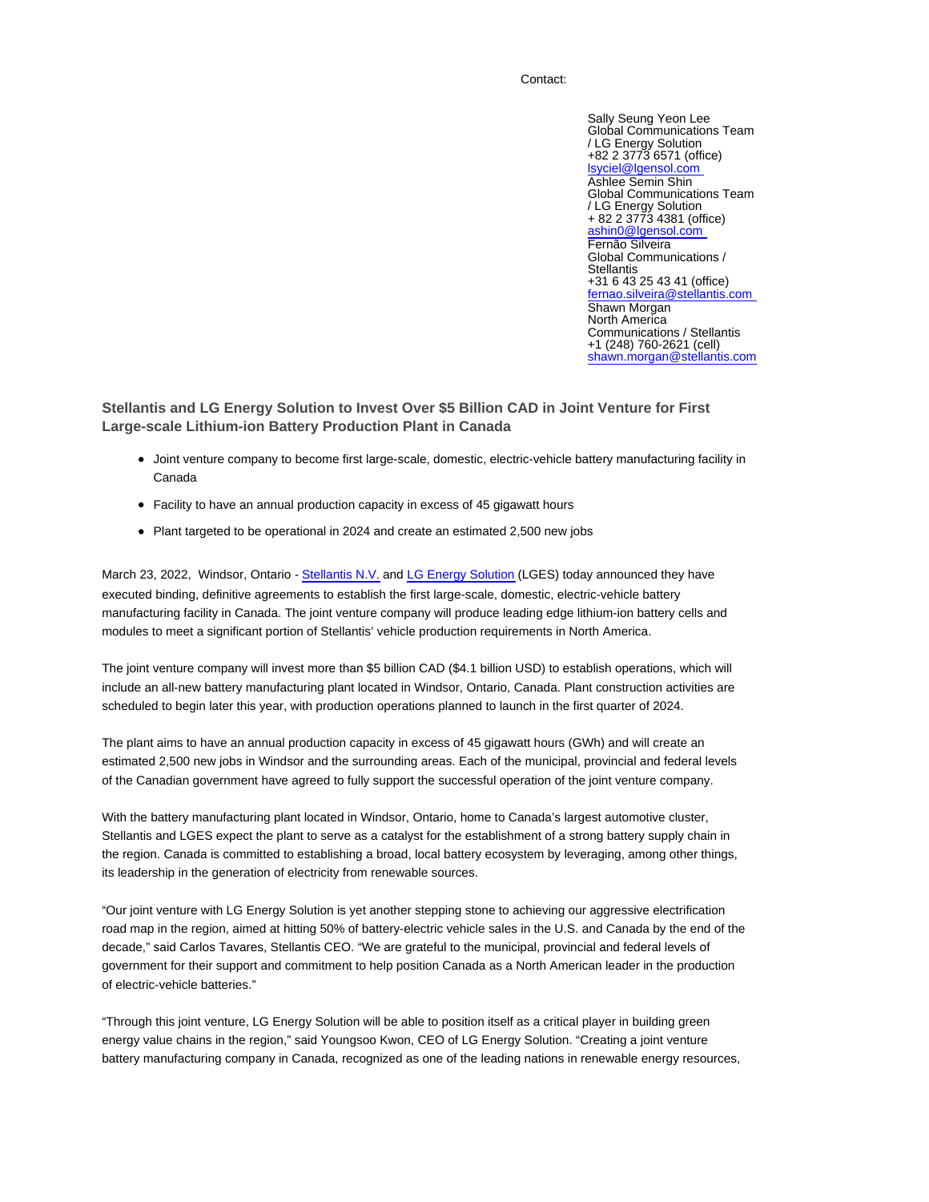Contact:

Sally Seung Yeon Lee
Global Communications Team / LG Energy Solution
+82 2 3773 6571 (office)
lsyciel@lgensol.com

Ashlee Semin Shin
Global Communications Team / LG Energy Solution
+ 82 2 3773 4381 (office)
ashin0@lgensol.com

Fernão Silveira
Global Communications / Stellantis
+31 6 43 25 43 41 (office)
fernao.silveira@stellantis.com

Shawn Morgan
North America Communications / Stellantis
+1 (248) 760-2621 (cell)
shawn.morgan@stellantis.com

## Stellantis and LG Energy Solution to Invest Over $5 Billion CAD in Joint Venture for First Large-scale Lithium-ion Battery Production Plant in Canada

- Joint venture company to become first large-scale, domestic, electric-vehicle battery manufacturing facility in Canada
- Facility to have an annual production capacity in excess of 45 gigawatt hours
- Plant targeted to be operational in 2024 and create an estimated 2,500 new jobs

March 23, 2022, Windsor, Ontario - Stellantis N.V. and LG Energy Solution (LGES) today announced they have executed binding, definitive agreements to establish the first large-scale, domestic, electric-vehicle battery manufacturing facility in Canada. The joint venture company will produce leading edge lithium-ion battery cells and modules to meet a significant portion of Stellantis' vehicle production requirements in North America.

The joint venture company will invest more than $5 billion CAD ($4.1 billion USD) to establish operations, which will include an all-new battery manufacturing plant located in Windsor, Ontario, Canada. Plant construction activities are scheduled to begin later this year, with production operations planned to launch in the first quarter of 2024.

The plant aims to have an annual production capacity in excess of 45 gigawatt hours (GWh) and will create an estimated 2,500 new jobs in Windsor and the surrounding areas. Each of the municipal, provincial and federal levels of the Canadian government have agreed to fully support the successful operation of the joint venture company.

With the battery manufacturing plant located in Windsor, Ontario, home to Canada's largest automotive cluster, Stellantis and LGES expect the plant to serve as a catalyst for the establishment of a strong battery supply chain in the region. Canada is committed to establishing a broad, local battery ecosystem by leveraging, among other things, its leadership in the generation of electricity from renewable sources.

"Our joint venture with LG Energy Solution is yet another stepping stone to achieving our aggressive electrification road map in the region, aimed at hitting 50% of battery-electric vehicle sales in the U.S. and Canada by the end of the decade," said Carlos Tavares, Stellantis CEO. "We are grateful to the municipal, provincial and federal levels of government for their support and commitment to help position Canada as a North American leader in the production of electric-vehicle batteries."

"Through this joint venture, LG Energy Solution will be able to position itself as a critical player in building green energy value chains in the region," said Youngsoo Kwon, CEO of LG Energy Solution. "Creating a joint venture battery manufacturing company in Canada, recognized as one of the leading nations in renewable energy resources,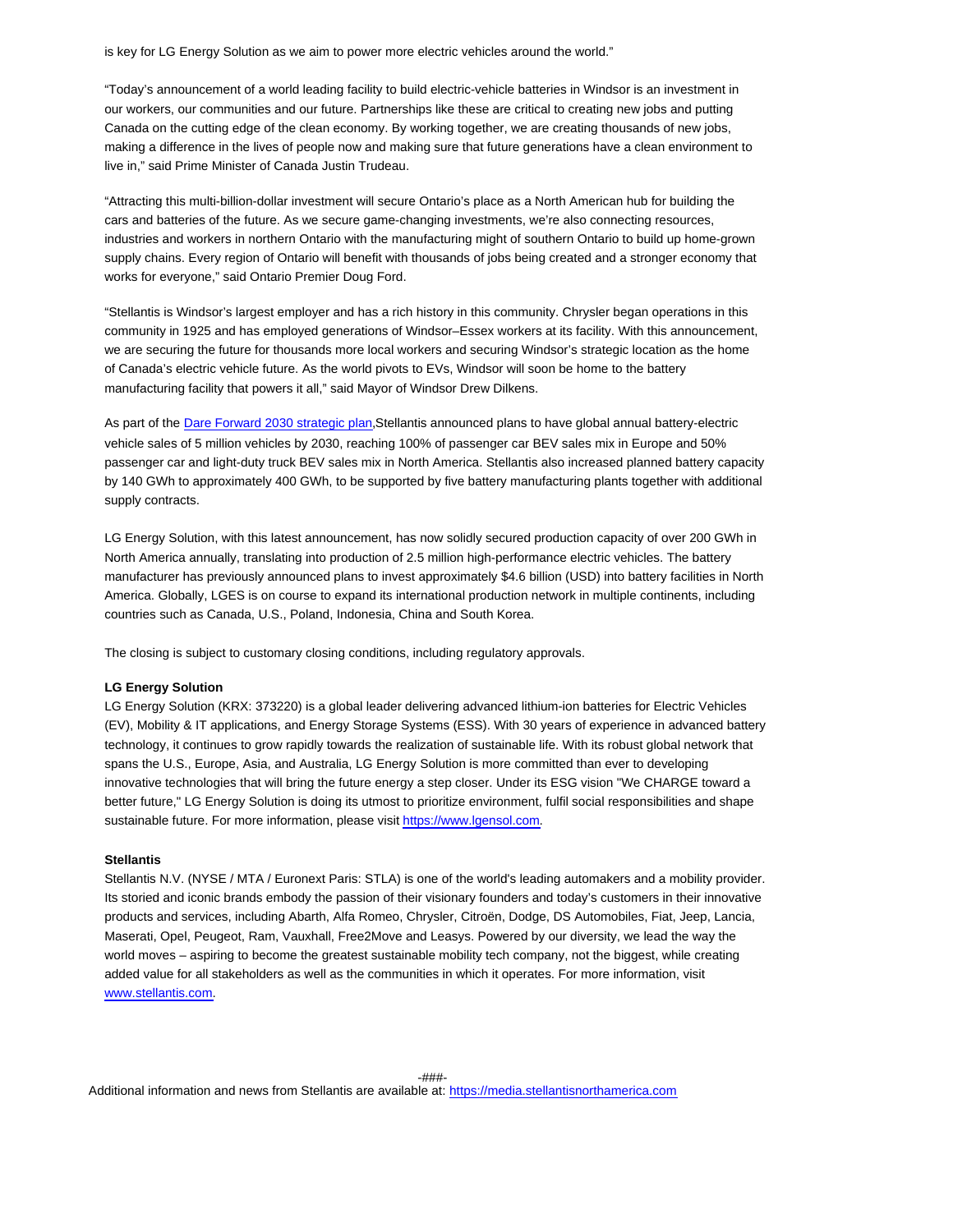is key for LG Energy Solution as we aim to power more electric vehicles around the world."

"Today's announcement of a world leading facility to build electric-vehicle batteries in Windsor is an investment in our workers, our communities and our future. Partnerships like these are critical to creating new jobs and putting Canada on the cutting edge of the clean economy. By working together, we are creating thousands of new jobs, making a difference in the lives of people now and making sure that future generations have a clean environment to live in," said Prime Minister of Canada Justin Trudeau.

"Attracting this multi-billion-dollar investment will secure Ontario's place as a North American hub for building the cars and batteries of the future. As we secure game-changing investments, we're also connecting resources, industries and workers in northern Ontario with the manufacturing might of southern Ontario to build up home-grown supply chains. Every region of Ontario will benefit with thousands of jobs being created and a stronger economy that works for everyone," said Ontario Premier Doug Ford.

"Stellantis is Windsor's largest employer and has a rich history in this community. Chrysler began operations in this community in 1925 and has employed generations of Windsor–Essex workers at its facility. With this announcement, we are securing the future for thousands more local workers and securing Windsor's strategic location as the home of Canada's electric vehicle future. As the world pivots to EVs, Windsor will soon be home to the battery manufacturing facility that powers it all," said Mayor of Windsor Drew Dilkens.

As part of the Dare Forward 2030 strategic plan,Stellantis announced plans to have global annual battery-electric vehicle sales of 5 million vehicles by 2030, reaching 100% of passenger car BEV sales mix in Europe and 50% passenger car and light-duty truck BEV sales mix in North America. Stellantis also increased planned battery capacity by 140 GWh to approximately 400 GWh, to be supported by five battery manufacturing plants together with additional supply contracts.

LG Energy Solution, with this latest announcement, has now solidly secured production capacity of over 200 GWh in North America annually, translating into production of 2.5 million high-performance electric vehicles. The battery manufacturer has previously announced plans to invest approximately $4.6 billion (USD) into battery facilities in North America. Globally, LGES is on course to expand its international production network in multiple continents, including countries such as Canada, U.S., Poland, Indonesia, China and South Korea.

The closing is subject to customary closing conditions, including regulatory approvals.

**LG Energy Solution**

LG Energy Solution (KRX: 373220) is a global leader delivering advanced lithium-ion batteries for Electric Vehicles (EV), Mobility & IT applications, and Energy Storage Systems (ESS). With 30 years of experience in advanced battery technology, it continues to grow rapidly towards the realization of sustainable life. With its robust global network that spans the U.S., Europe, Asia, and Australia, LG Energy Solution is more committed than ever to developing innovative technologies that will bring the future energy a step closer. Under its ESG vision "We CHARGE toward a better future," LG Energy Solution is doing its utmost to prioritize environment, fulfil social responsibilities and shape sustainable future. For more information, please visit https://www.lgensol.com.

**Stellantis**

Stellantis N.V. (NYSE / MTA / Euronext Paris: STLA) is one of the world's leading automakers and a mobility provider. Its storied and iconic brands embody the passion of their visionary founders and today's customers in their innovative products and services, including Abarth, Alfa Romeo, Chrysler, Citroën, Dodge, DS Automobiles, Fiat, Jeep, Lancia, Maserati, Opel, Peugeot, Ram, Vauxhall, Free2Move and Leasys. Powered by our diversity, we lead the way the world moves – aspiring to become the greatest sustainable mobility tech company, not the biggest, while creating added value for all stakeholders as well as the communities in which it operates. For more information, visit www.stellantis.com.

-###-

Additional information and news from Stellantis are available at: https://media.stellantisnorthamerica.com